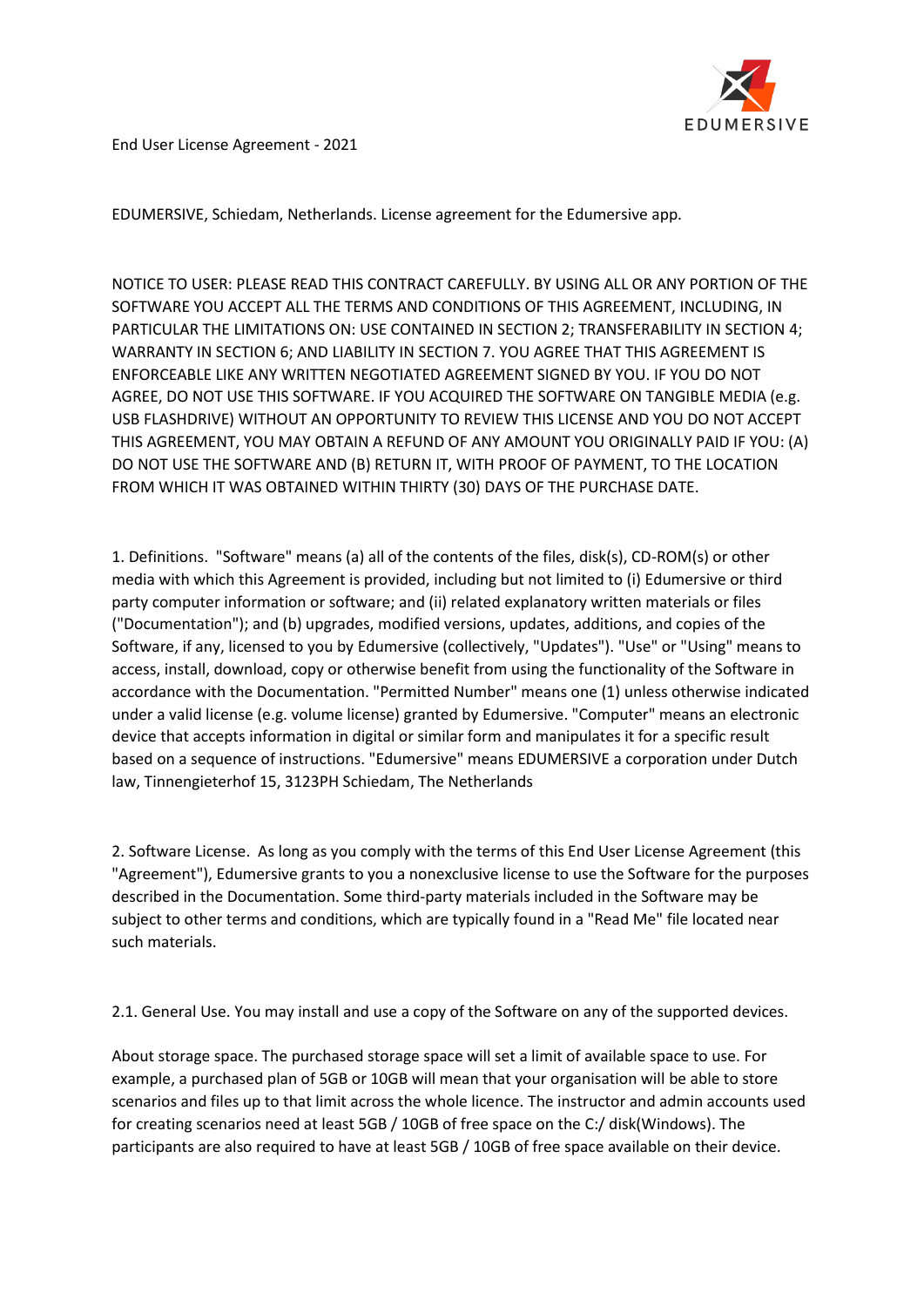End User License Agreement - 2021

EDUMERSIVE, Schiedam, Netherlands. License agreement for the Edumersive app.

NOTICE TO USER: PLEASE READ THIS CONTRACT CAREFULLY. BY USING ALL OR ANY PORTION OF THE SOFTWARE YOU ACCEPT ALL THE TERMS AND CONDITIONS OF THIS AGREEMENT, INCLUDING, IN PARTICULAR THE LIMITATIONS ON: USE CONTAINED IN SECTION 2; TRANSFERABILITY IN SECTION 4; WARRANTY IN SECTION 6; AND LIABILITY IN SECTION 7. YOU AGREE THAT THIS AGREEMENT IS ENFORCEABLE LIKE ANY WRITTEN NEGOTIATED AGREEMENT SIGNED BY YOU. IF YOU DO NOT AGREE, DO NOT USE THIS SOFTWARE. IF YOU ACQUIRED THE SOFTWARE ON TANGIBLE MEDIA (e.g. USB FLASHDRIVE) WITHOUT AN OPPORTUNITY TO REVIEW THIS LICENSE AND YOU DO NOT ACCEPT THIS AGREEMENT, YOU MAY OBTAIN A REFUND OF ANY AMOUNT YOU ORIGINALLY PAID IF YOU: (A) DO NOT USE THE SOFTWARE AND (B) RETURN IT, WITH PROOF OF PAYMENT, TO THE LOCATION FROM WHICH IT WAS OBTAINED WITHIN THIRTY (30) DAYS OF THE PURCHASE DATE.

1. Definitions. "Software" means (a) all of the contents of the files, disk(s), CD-ROM(s) or other media with which this Agreement is provided, including but not limited to (i) Edumersive or third party computer information or software; and (ii) related explanatory written materials or files ("Documentation"); and (b) upgrades, modified versions, updates, additions, and copies of the Software, if any, licensed to you by Edumersive (collectively, "Updates"). "Use" or "Using" means to access, install, download, copy or otherwise benefit from using the functionality of the Software in accordance with the Documentation. "Permitted Number" means one (1) unless otherwise indicated under a valid license (e.g. volume license) granted by Edumersive. "Computer" means an electronic device that accepts information in digital or similar form and manipulates it for a specific result based on a sequence of instructions. "Edumersive" means EDUMERSIVE a corporation under Dutch law, Tinnengieterhof 15, 3123PH Schiedam, The Netherlands

2. Software License. As long as you comply with the terms of this End User License Agreement (this "Agreement"), Edumersive grants to you a nonexclusive license to use the Software for the purposes described in the Documentation. Some third-party materials included in the Software may be subject to other terms and conditions, which are typically found in a "Read Me" file located near such materials.

2.1. General Use. You may install and use a copy of the Software on any of the supported devices.

About storage space. The purchased storage space will set a limit of available space to use. For example, a purchased plan of 5GB or 10GB will mean that your organisation will be able to store scenarios and files up to that limit across the whole licence. The instructor and admin accounts used for creating scenarios need at least 5GB / 10GB of free space on the C:/ disk(Windows). The participants are also required to have at least 5GB / 10GB of free space available on their device.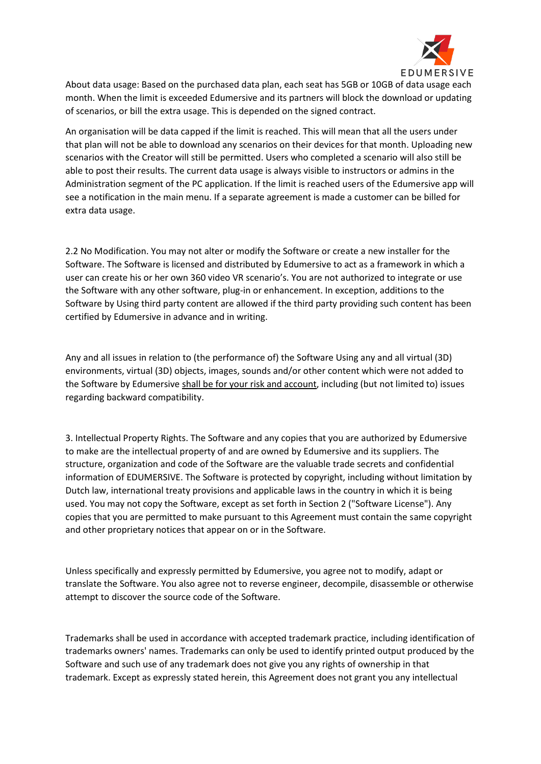About data usage: Based on the purchased data plan, each seat has 5GB or 10GB of data usage each month. When the limit is exceeded Edumersive and its partners will block the download or updating of scenarios, or bill the extra usage. This is depended on the signed contract.

An organisation will be data capped if the limit is reached. This will mean that all the users under that plan will not be able to download any scenarios on their devices for that month. Uploading new scenarios with the Creator will still be permitted. Users who completed a scenario will also still be able to post their results. The current data usage is always visible to instructors or admins in the Administration segment of the PC application. If the limit is reached users of the Edumersive app will see a notification in the main menu. If a separate agreement is made a customer can be billed for extra data usage.

2.2 No Modification. You may not alter or modify the Software or create a new installer for the Software. The Software is licensed and distributed by Edumersive to act as a framework in which a user can create his or her own 360 video VR scenario's. You are not authorized to integrate or use the Software with any other software, plug-in or enhancement. In exception, additions to the Software by Using third party content are allowed if the third party providing such content has been certified by Edumersive in advance and in writing.

Any and all issues in relation to (the performance of) the Software Using any and all virtual (3D) environments, virtual (3D) objects, images, sounds and/or other content which were not added to the Software by Edumersive <u>shall be for your risk and account</u>, including (but not limited to) issues regarding backward compatibility.

3. Intellectual Property Rights. The Software and any copies that you are authorized by Edumersive to make are the intellectual property of and are owned by Edumersive and its suppliers. The structure, organization and code of the Software are the valuable trade secrets and confidential information of EDUMERSIVE. The Software is protected by copyright, including without limitation by Dutch law, international treaty provisions and applicable laws in the country in which it is being used. You may not copy the Software, except as set forth in Section 2 ("Software License"). Any copies that you are permitted to make pursuant to this Agreement must contain the same copyright and other proprietary notices that appear on or in the Software.

Unless specifically and expressly permitted by Edumersive, you agree not to modify, adapt or translate the Software. You also agree not to reverse engineer, decompile, disassemble or otherwise attempt to discover the source code of the Software.

Trademarks shall be used in accordance with accepted trademark practice, including identification of trademarks owners' names. Trademarks can only be used to identify printed output produced by the Software and such use of any trademark does not give you any rights of ownership in that trademark. Except as expressly stated herein, this Agreement does not grant you any intellectual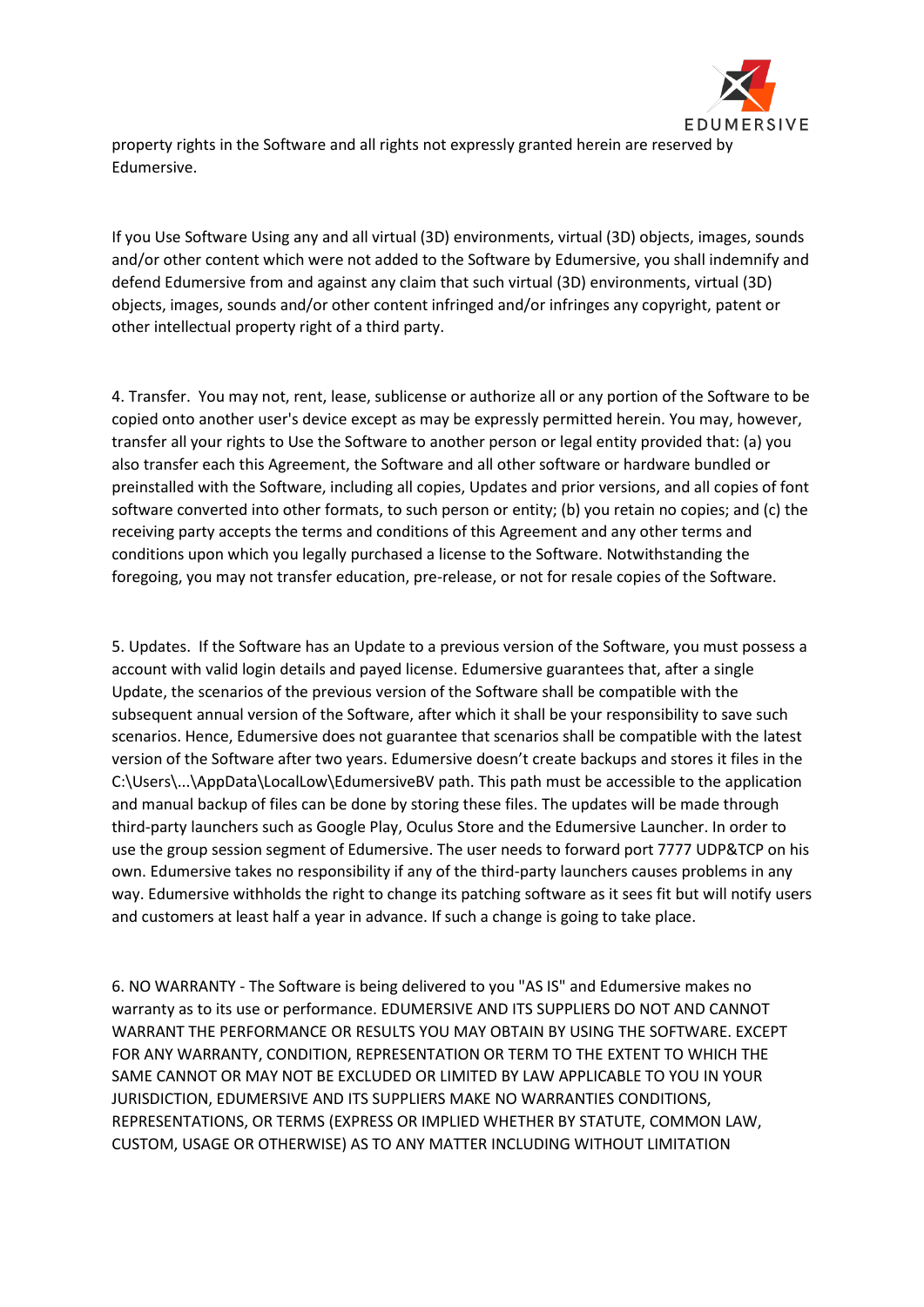property rights in the Software and all rights not expressly granted herein are reserved by Edumersive.

If you Use Software Using any and all virtual (3D) environments, virtual (3D) objects, images, sounds and/or other content which were not added to the Software by Edumersive, you shall indemnify and defend Edumersive from and against any claim that such virtual (3D) environments, virtual (3D) objects, images, sounds and/or other content infringed and/or infringes any copyright, patent or other intellectual property right of a third party.

4. Transfer. You may not, rent, lease, sublicense or authorize all or any portion of the Software to be copied onto another user's device except as may be expressly permitted herein. You may, however, transfer all your rights to Use the Software to another person or legal entity provided that: (a) you also transfer each this Agreement, the Software and all other software or hardware bundled or preinstalled with the Software, including all copies, Updates and prior versions, and all copies of font software converted into other formats, to such person or entity; (b) you retain no copies; and (c) the receiving party accepts the terms and conditions of this Agreement and any other terms and conditions upon which you legally purchased a license to the Software. Notwithstanding the foregoing, you may not transfer education, pre-release, or not for resale copies of the Software.

5. Updates. If the Software has an Update to a previous version of the Software, you must possess a account with valid login details and payed license. Edumersive guarantees that, after a single Update, the scenarios of the previous version of the Software shall be compatible with the subsequent annual version of the Software, after which it shall be your responsibility to save such scenarios. Hence, Edumersive does not guarantee that scenarios shall be compatible with the latest version of the Software after two years. Edumersive doesn't create backups and stores it files in the C:\Users\...\AppData\LocalLow\EdumersiveBV path. This path must be accessible to the application and manual backup of files can be done by storing these files. The updates will be made through third-party launchers such as Google Play, Oculus Store and the Edumersive Launcher. In order to use the group session segment of Edumersive. The user needs to forward port 7777 UDP&TCP on his own. Edumersive takes no responsibility if any of the third-party launchers causes problems in any way. Edumersive withholds the right to change its patching software as it sees fit but will notify users and customers at least half a year in advance. If such a change is going to take place.

6. NO WARRANTY - The Software is being delivered to you "AS IS" and Edumersive makes no warranty as to its use or performance. EDUMERSIVE AND ITS SUPPLIERS DO NOT AND CANNOT WARRANT THE PERFORMANCE OR RESULTS YOU MAY OBTAIN BY USING THE SOFTWARE. EXCEPT FOR ANY WARRANTY, CONDITION, REPRESENTATION OR TERM TO THE EXTENT TO WHICH THE SAME CANNOT OR MAY NOT BE EXCLUDED OR LIMITED BY LAW APPLICABLE TO YOU IN YOUR JURISDICTION, EDUMERSIVE AND ITS SUPPLIERS MAKE NO WARRANTIES CONDITIONS, REPRESENTATIONS, OR TERMS (EXPRESS OR IMPLIED WHETHER BY STATUTE, COMMON LAW, CUSTOM, USAGE OR OTHERWISE) AS TO ANY MATTER INCLUDING WITHOUT LIMITATION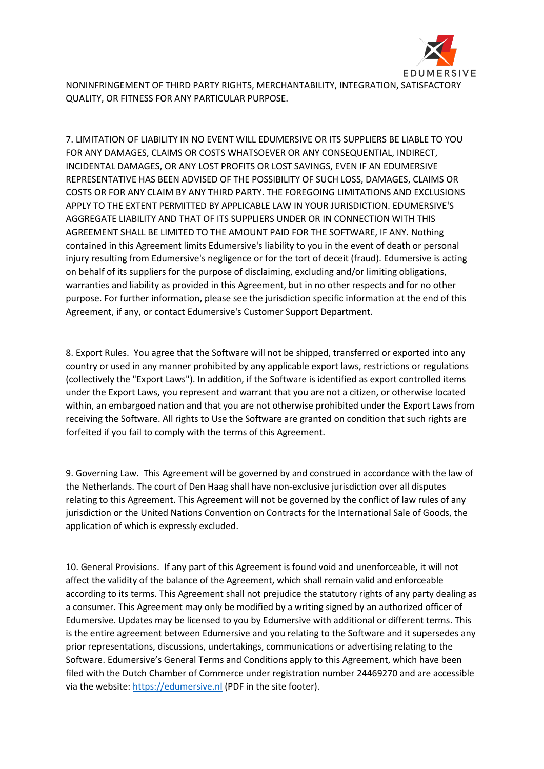NONINFRINGEMENT OF THIRD PARTY RIGHTS, MERCHANTABILITY, INTEGRATION, SATISFACTORY QUALITY, OR FITNESS FOR ANY PARTICULAR PURPOSE.

7. LIMITATION OF LIABILITY IN NO EVENT WILL EDUMERSIVE OR ITS SUPPLIERS BE LIABLE TO YOU FOR ANY DAMAGES, CLAIMS OR COSTS WHATSOEVER OR ANY CONSEQUENTIAL, INDIRECT, INCIDENTAL DAMAGES, OR ANY LOST PROFITS OR LOST SAVINGS, EVEN IF AN EDUMERSIVE REPRESENTATIVE HAS BEEN ADVISED OF THE POSSIBILITY OF SUCH LOSS, DAMAGES, CLAIMS OR COSTS OR FOR ANY CLAIM BY ANY THIRD PARTY. THE FOREGOING LIMITATIONS AND EXCLUSIONS APPLY TO THE EXTENT PERMITTED BY APPLICABLE LAW IN YOUR JURISDICTION. EDUMERSIVE'S AGGREGATE LIABILITY AND THAT OF ITS SUPPLIERS UNDER OR IN CONNECTION WITH THIS AGREEMENT SHALL BE LIMITED TO THE AMOUNT PAID FOR THE SOFTWARE, IF ANY. Nothing contained in this Agreement limits Edumersive's liability to you in the event of death or personal injury resulting from Edumersive's negligence or for the tort of deceit (fraud). Edumersive is acting on behalf of its suppliers for the purpose of disclaiming, excluding and/or limiting obligations, warranties and liability as provided in this Agreement, but in no other respects and for no other purpose. For further information, please see the jurisdiction specific information at the end of this Agreement, if any, or contact Edumersive's Customer Support Department.

8. Export Rules. You agree that the Software will not be shipped, transferred or exported into any country or used in any manner prohibited by any applicable export laws, restrictions or regulations (collectively the "Export Laws"). In addition, if the Software is identified as export controlled items under the Export Laws, you represent and warrant that you are not a citizen, or otherwise located within, an embargoed nation and that you are not otherwise prohibited under the Export Laws from receiving the Software. All rights to Use the Software are granted on condition that such rights are forfeited if you fail to comply with the terms of this Agreement.

9. Governing Law. This Agreement will be governed by and construed in accordance with the law of the Netherlands. The court of Den Haag shall have non-exclusive jurisdiction over all disputes relating to this Agreement. This Agreement will not be governed by the conflict of law rules of any jurisdiction or the United Nations Convention on Contracts for the International Sale of Goods, the application of which is expressly excluded.

10. General Provisions. If any part of this Agreement is found void and unenforceable, it will not affect the validity of the balance of the Agreement, which shall remain valid and enforceable according to its terms. This Agreement shall not prejudice the statutory rights of any party dealing as a consumer. This Agreement may only be modified by a writing signed by an authorized officer of Edumersive. Updates may be licensed to you by Edumersive with additional or different terms. This is the entire agreement between Edumersive and you relating to the Software and it supersedes any prior representations, discussions, undertakings, communications or advertising relating to the Software. Edumersive's General Terms and Conditions apply to this Agreement, which have been filed with the Dutch Chamber of Commerce under registration number 24469270 and are accessible via the website: [https://edumersive.nl](https://edumersive.nl) (PDF in the site footer).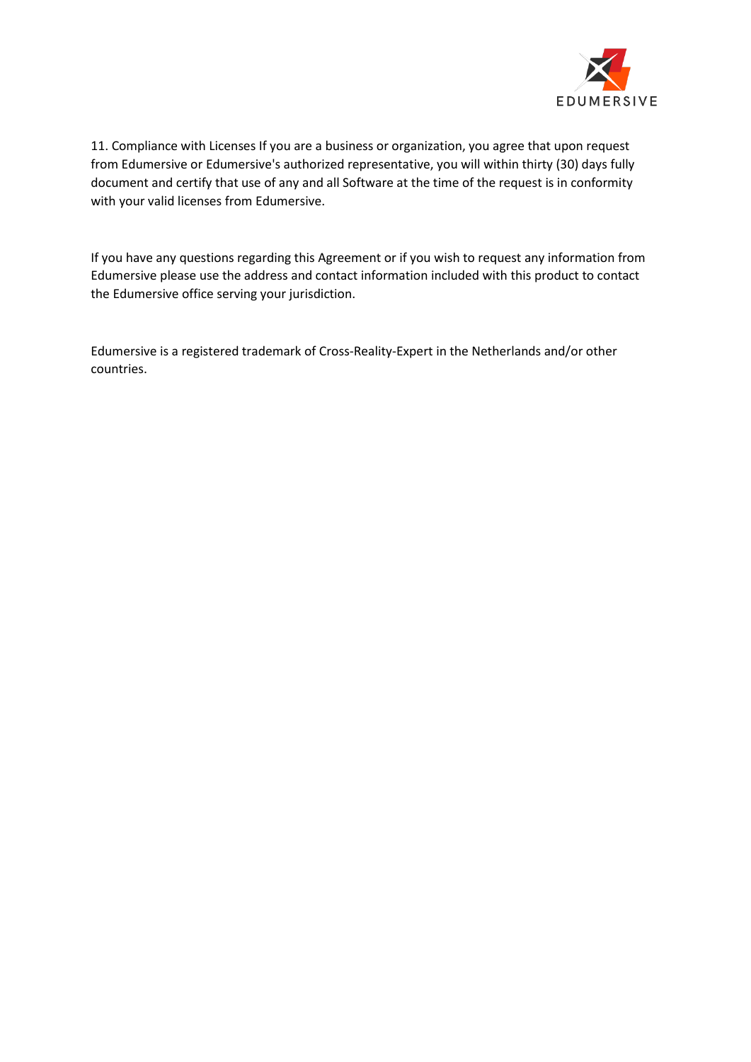11. Compliance with Licenses If you are a business or organization, you agree that upon request from Edumersive or Edumersive's authorized representative, you will within thirty (30) days fully document and certify that use of any and all Software at the time of the request is in conformity with your valid licenses from Edumersive.

If you have any questions regarding this Agreement or if you wish to request any information from Edumersive please use the address and contact information included with this product to contact the Edumersive office serving your jurisdiction.

Edumersive is a registered trademark of Cross-Reality-Expert in the Netherlands and/or other countries.